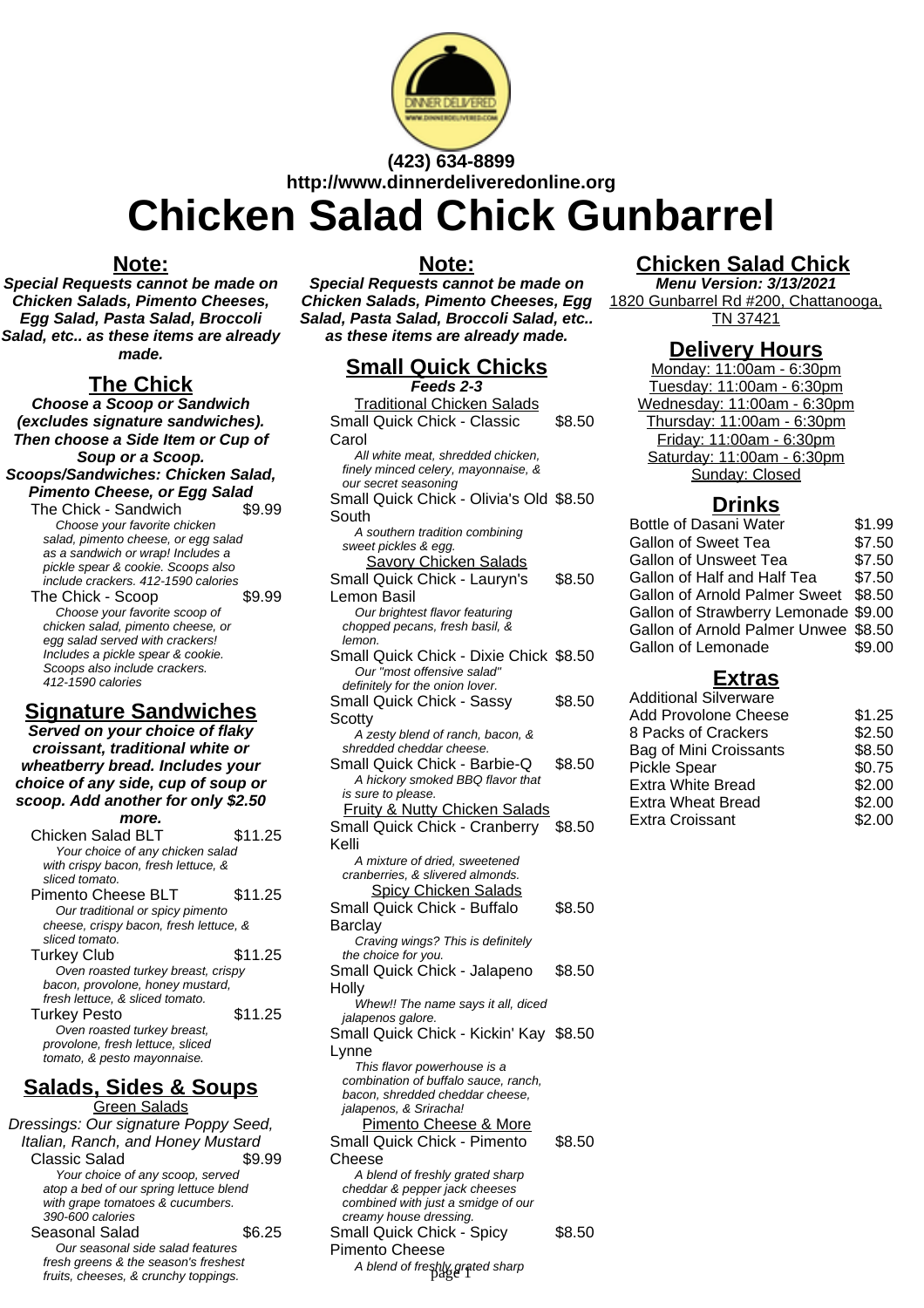(423) 634-8899
http://www.dinnerdeliveredonline.org

# Chicken Salad Chick Gunbarrel

## Note:

**_Special Requests cannot be made on Chicken Salads, Pimento Cheeses, Egg Salad, Pasta Salad, Broccoli Salad, etc.. as these items are already made._**

## The Chick

**_Choose a Scoop or Sandwich (excludes signature sandwiches). Then choose a Side Item or Cup of Soup or a Scoop. Scoops/Sandwiches: Chicken Salad, Pimento Cheese, or Egg Salad_**

| Item | Price |
|---|---|
| The Chick - Sandwich | $9.99 |
| *Choose your favorite chicken salad, pimento cheese, or egg salad as a sandwich or wrap! Includes a pickle spear & cookie. Scoops also include crackers. 412-1590 calories* | |
| The Chick - Scoop | $9.99 |
| *Choose your favorite scoop of chicken salad, pimento cheese, or egg salad served with crackers! Includes a pickle spear & cookie. Scoops also include crackers. 412-1590 calories* | |

## Signature Sandwiches

**_Served on your choice of flaky croissant, traditional white or wheatberry bread. Includes your choice of any side, cup of soup or scoop. Add another for only $2.50 more._**

| Item | Price |
|---|---|
| Chicken Salad BLT | $11.25 |
| *Your choice of any chicken salad with crispy bacon, fresh lettuce, & sliced tomato.* | |
| Pimento Cheese BLT | $11.25 |
| *Our traditional or spicy pimento cheese, crispy bacon, fresh lettuce, & sliced tomato.* | |
| Turkey Club | $11.25 |
| *Oven roasted turkey breast, crispy bacon, provolone, honey mustard, fresh lettuce, & sliced tomato.* | |
| Turkey Pesto | $11.25 |
| *Oven roasted turkey breast, provolone, fresh lettuce, sliced tomato, & pesto mayonnaise.* | |

## Salads, Sides & Soups

Green Salads

*Dressings: Our signature Poppy Seed, Italian, Ranch, and Honey Mustard*

| Item | Price |
|---|---|
| Classic Salad | $9.99 |
| *Your choice of any scoop, served atop a bed of our spring lettuce blend with grape tomatoes & cucumbers. 390-600 calories* | |
| Seasonal Salad | $6.25 |
| *Our seasonal side salad features fresh greens & the season's freshest fruits, cheeses, & crunchy toppings.* | |

## Note:

**_Special Requests cannot be made on Chicken Salads, Pimento Cheeses, Egg Salad, Pasta Salad, Broccoli Salad, etc.. as these items are already made._**

## Small Quick Chicks

**_Feeds 2-3_**

Traditional Chicken Salads

| Item | Price |
|---|---|
| Small Quick Chick - Classic Carol | $8.50 |
| *All white meat, shredded chicken, finely minced celery, mayonnaise, & our secret seasoning* | |
| Small Quick Chick - Olivia's Old South | $8.50 |
| *A southern tradition combining sweet pickles & egg.* | |

Savory Chicken Salads

| Item | Price |
|---|---|
| Small Quick Chick - Lauryn's Lemon Basil | $8.50 |
| *Our brightest flavor featuring chopped pecans, fresh basil, & lemon.* | |
| Small Quick Chick - Dixie Chick | $8.50 |
| *Our "most offensive salad" definitely for the onion lover.* | |
| Small Quick Chick - Sassy Scotty | $8.50 |
| *A zesty blend of ranch, bacon, & shredded cheddar cheese.* | |
| Small Quick Chick - Barbie-Q | $8.50 |
| *A hickory smoked BBQ flavor that is sure to please.* | |

Fruity & Nutty Chicken Salads

| Item | Price |
|---|---|
| Small Quick Chick - Cranberry Kelli | $8.50 |
| *A mixture of dried, sweetened cranberries, & slivered almonds.* | |

Spicy Chicken Salads

| Item | Price |
|---|---|
| Small Quick Chick - Buffalo Barclay | $8.50 |
| *Craving wings? This is definitely the choice for you.* | |
| Small Quick Chick - Jalapeno Holly | $8.50 |
| *Whew!! The name says it all, diced jalapenos galore.* | |
| Small Quick Chick - Kickin' Kay Lynne | $8.50 |
| *This flavor powerhouse is a combination of buffalo sauce, ranch, bacon, shredded cheddar cheese, jalapenos, & Sriracha!* | |

Pimento Cheese & More

| Item | Price |
|---|---|
| Small Quick Chick - Pimento Cheese | $8.50 |
| *A blend of freshly grated sharp cheddar & pepper jack cheeses combined with just a smidge of our creamy house dressing.* | |
| Small Quick Chick - Spicy Pimento Cheese | $8.50 |
| *A blend of freshly grated sharp* | |

## Chicken Salad Chick

**_Menu Version: 3/13/2021_**

1820 Gunbarrel Rd #200, Chattanooga, TN 37421

## Delivery Hours

Monday: 11:00am - 6:30pm
Tuesday: 11:00am - 6:30pm
Wednesday: 11:00am - 6:30pm
Thursday: 11:00am - 6:30pm
Friday: 11:00am - 6:30pm
Saturday: 11:00am - 6:30pm
Sunday: Closed

## Drinks

| Item | Price |
|---|---|
| Bottle of Dasani Water | $1.99 |
| Gallon of Sweet Tea | $7.50 |
| Gallon of Unsweet Tea | $7.50 |
| Gallon of Half and Half Tea | $7.50 |
| Gallon of Arnold Palmer Sweet | $8.50 |
| Gallon of Strawberry Lemonade | $9.00 |
| Gallon of Arnold Palmer Unwee | $8.50 |
| Gallon of Lemonade | $9.00 |

## Extras

| Item | Price |
|---|---|
| Additional Silverware | |
| Add Provolone Cheese | $1.25 |
| 8 Packs of Crackers | $2.50 |
| Bag of Mini Croissants | $8.50 |
| Pickle Spear | $0.75 |
| Extra White Bread | $2.00 |
| Extra Wheat Bread | $2.00 |
| Extra Croissant | $2.00 |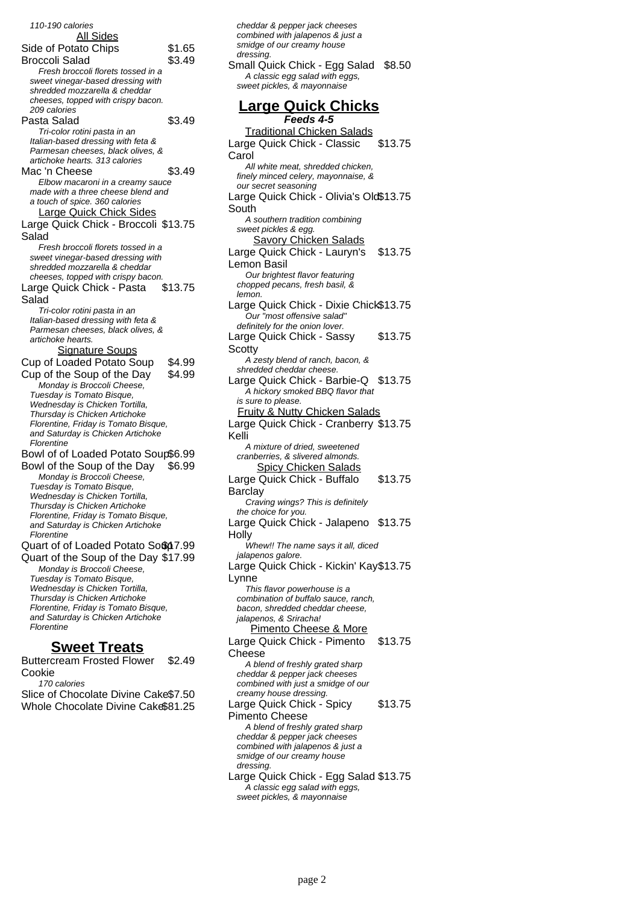110-190 calories

### All Sides

Side of Potato Chips $1.65

Broccoli Salad $3.49

*Fresh broccoli florets tossed in a sweet vinegar-based dressing with shredded mozzarella & cheddar cheeses, topped with crispy bacon. 209 calories*

Pasta Salad $3.49

*Tri-color rotini pasta in an Italian-based dressing with feta & Parmesan cheeses, black olives, & artichoke hearts. 313 calories*

Mac 'n Cheese $3.49

*Elbow macaroni in a creamy sauce made with a three cheese blend and a touch of spice. 360 calories*

### Large Quick Chick Sides

Large Quick Chick - Broccoli Salad $13.75

*Fresh broccoli florets tossed in a sweet vinegar-based dressing with shredded mozzarella & cheddar cheeses, topped with crispy bacon.*

Large Quick Chick - Pasta Salad $13.75

*Tri-color rotini pasta in an Italian-based dressing with feta & Parmesan cheeses, black olives, & artichoke hearts.*

### Signature Soups

Cup of Loaded Potato Soup $4.99

Cup of the Soup of the Day $4.99

*Monday is Broccoli Cheese, Tuesday is Tomato Bisque, Wednesday is Chicken Tortilla, Thursday is Chicken Artichoke Florentine, Friday is Tomato Bisque, and Saturday is Chicken Artichoke Florentine*

Bowl of of Loaded Potato Soup $6.99

Bowl of the Soup of the Day $6.99

*Monday is Broccoli Cheese, Tuesday is Tomato Bisque, Wednesday is Chicken Tortilla, Thursday is Chicken Artichoke Florentine, Friday is Tomato Bisque, and Saturday is Chicken Artichoke Florentine*

Quart of of Loaded Potato Soup $17.99

Quart of the Soup of the Day $17.99

*Monday is Broccoli Cheese, Tuesday is Tomato Bisque, Wednesday is Chicken Tortilla, Thursday is Chicken Artichoke Florentine, Friday is Tomato Bisque, and Saturday is Chicken Artichoke Florentine*

## Sweet Treats

Buttercream Frosted Flower Cookie $2.49

*170 calories*

Slice of Chocolate Divine Cake $7.50

Whole Chocolate Divine Cake $81.25

*cheddar & pepper jack cheeses combined with jalapenos & just a smidge of our creamy house dressing.*

Small Quick Chick - Egg Salad $8.50

*A classic egg salad with eggs, sweet pickles, & mayonnaise*

## Large Quick Chicks

***Feeds 4-5***

### Traditional Chicken Salads

Large Quick Chick - Classic Carol $13.75

*All white meat, shredded chicken, finely minced celery, mayonnaise, & our secret seasoning*

Large Quick Chick - Olivia's Old South $13.75

*A southern tradition combining sweet pickles & egg.*

### Savory Chicken Salads

Large Quick Chick - Lauryn's Lemon Basil $13.75

*Our brightest flavor featuring chopped pecans, fresh basil, & lemon.*

Large Quick Chick - Dixie Chick $13.75

*Our "most offensive salad" definitely for the onion lover.*

Large Quick Chick - Sassy Scotty $13.75

*A zesty blend of ranch, bacon, & shredded cheddar cheese.*

Large Quick Chick - Barbie-Q $13.75

*A hickory smoked BBQ flavor that is sure to please.*

### Fruity & Nutty Chicken Salads

Large Quick Chick - Cranberry Kelli $13.75

*A mixture of dried, sweetened cranberries, & slivered almonds.*

### Spicy Chicken Salads

Large Quick Chick - Buffalo Barclay $13.75

*Craving wings? This is definitely the choice for you.*

Large Quick Chick - Jalapeno Holly $13.75

*Whew!! The name says it all, diced jalapenos galore.*

Large Quick Chick - Kickin' Kay Lynne $13.75

*This flavor powerhouse is a combination of buffalo sauce, ranch, bacon, shredded cheddar cheese, jalapenos, & Sriracha!*

### Pimento Cheese & More

Large Quick Chick - Pimento Cheese $13.75

*A blend of freshly grated sharp cheddar & pepper jack cheeses combined with just a smidge of our creamy house dressing.*

Large Quick Chick - Spicy Pimento Cheese $13.75

*A blend of freshly grated sharp cheddar & pepper jack cheeses combined with jalapenos & just a smidge of our creamy house dressing.*

Large Quick Chick - Egg Salad $13.75

*A classic egg salad with eggs, sweet pickles, & mayonnaise*